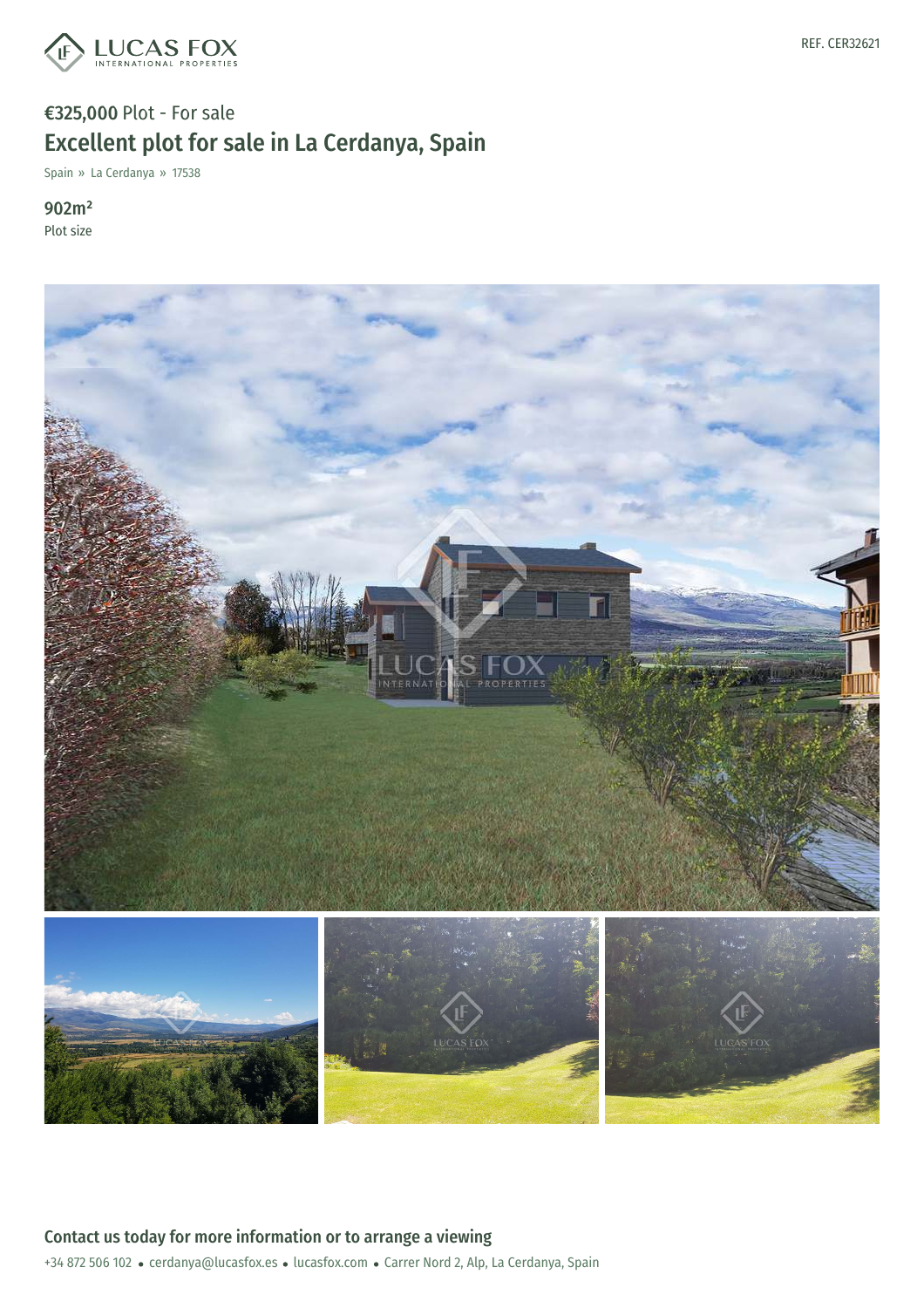LUCAS FOX
INTERNATIONAL PROPERTIES

REF. CER32621

€325,000 Plot - For sale

# Excellent plot for sale in La Cerdanya, Spain

Spain » La Cerdanya » 17538

**902m²**
Plot size

## Contact us today for more information or to arrange a viewing

+34 872 506 102 • cerdanya@lucasfox.es • lucasfox.com • Carrer Nord 2, Alp, La Cerdanya, Spain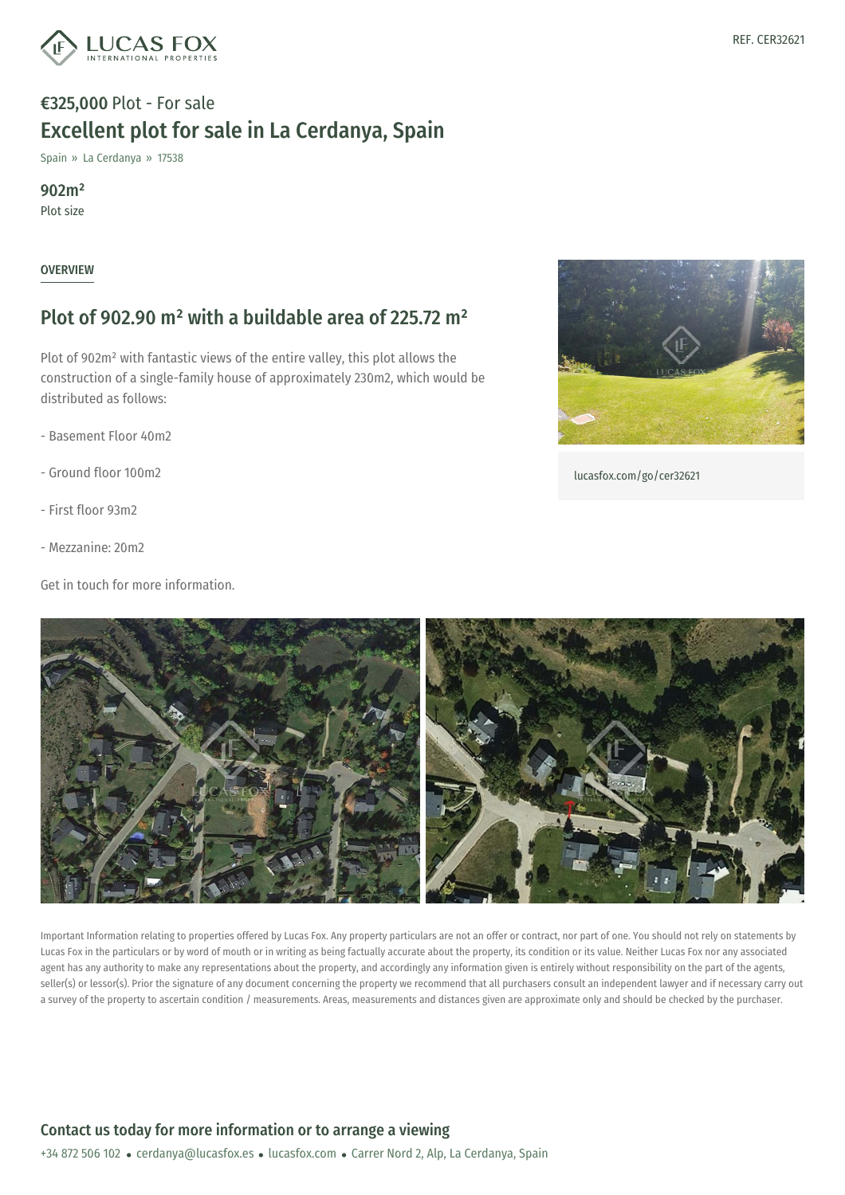REF. CER32621

€325,000 Plot - For sale

# Excellent plot for sale in La Cerdanya, Spain

Spain » La Cerdanya » 17538

**902m²**
Plot size

OVERVIEW

## Plot of 902.90 m² with a buildable area of 225.72 m²

Plot of 902m² with fantastic views of the entire valley, this plot allows the construction of a single-family house of approximately 230m2, which would be distributed as follows:

- Basement Floor 40m2

- Ground floor 100m2

- First floor 93m2

- Mezzanine: 20m2

Get in touch for more information.

lucasfox.com/go/cer32621

Important Information relating to properties offered by Lucas Fox. Any property particulars are not an offer or contract, nor part of one. You should not rely on statements by Lucas Fox in the particulars or by word of mouth or in writing as being factually accurate about the property, its condition or its value. Neither Lucas Fox nor any associated agent has any authority to make any representations about the property, and accordingly any information given is entirely without responsibility on the part of the agents, seller(s) or lessor(s). Prior the signature of any document concerning the property we recommend that all purchasers consult an independent lawyer and if necessary carry out a survey of the property to ascertain condition / measurements. Areas, measurements and distances given are approximate only and should be checked by the purchaser.

## Contact us today for more information or to arrange a viewing

+34 872 506 102 • cerdanya@lucasfox.es • lucasfox.com • Carrer Nord 2, Alp, La Cerdanya, Spain